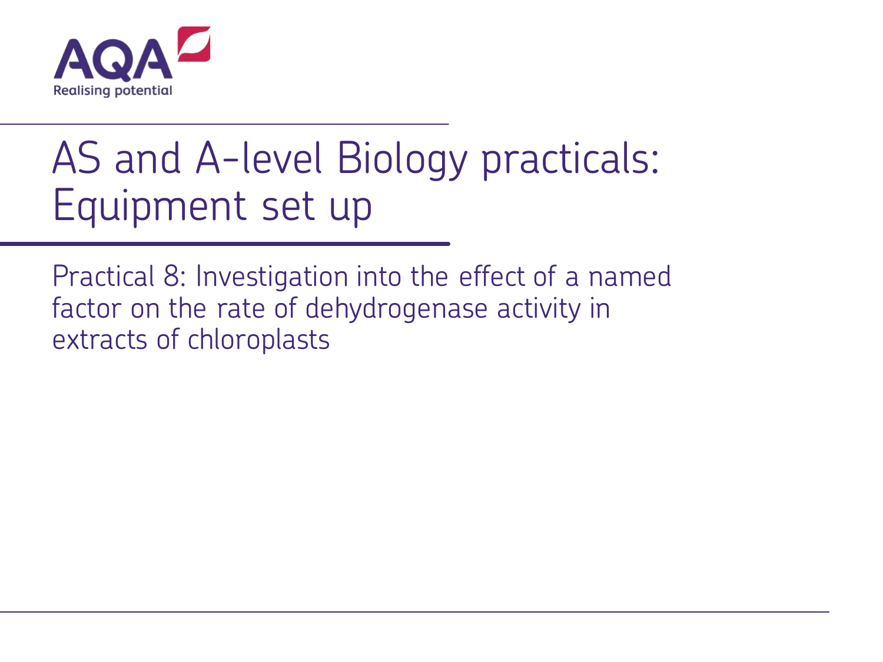AQA

Realising potential

# AS and A-level Biology practicals: Equipment set up

## Practical 8: Investigation into the effect of a named factor on the rate of dehydrogenase activity in extracts of chloroplasts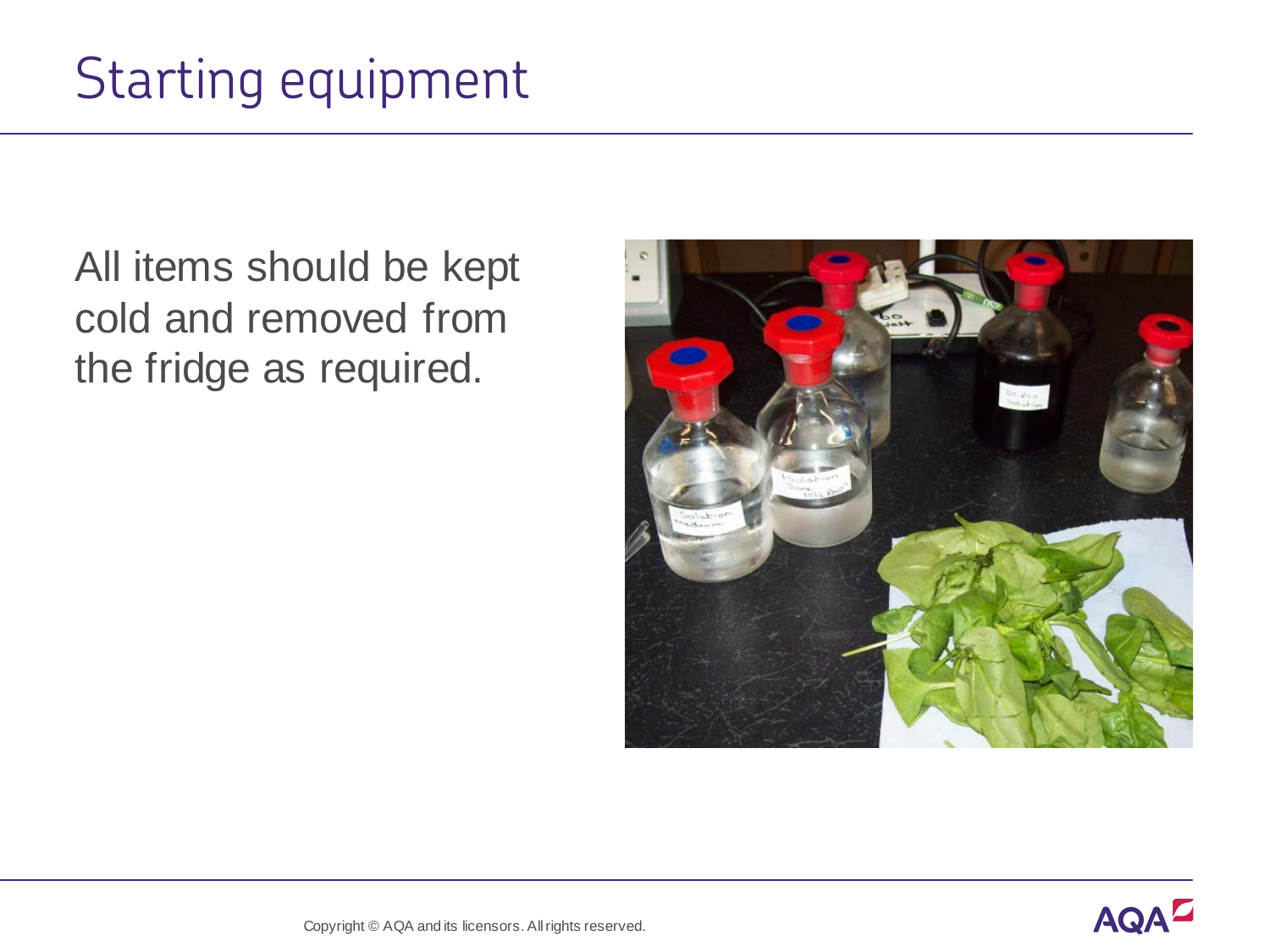# Starting equipment

All items should be kept cold and removed from the fridge as required.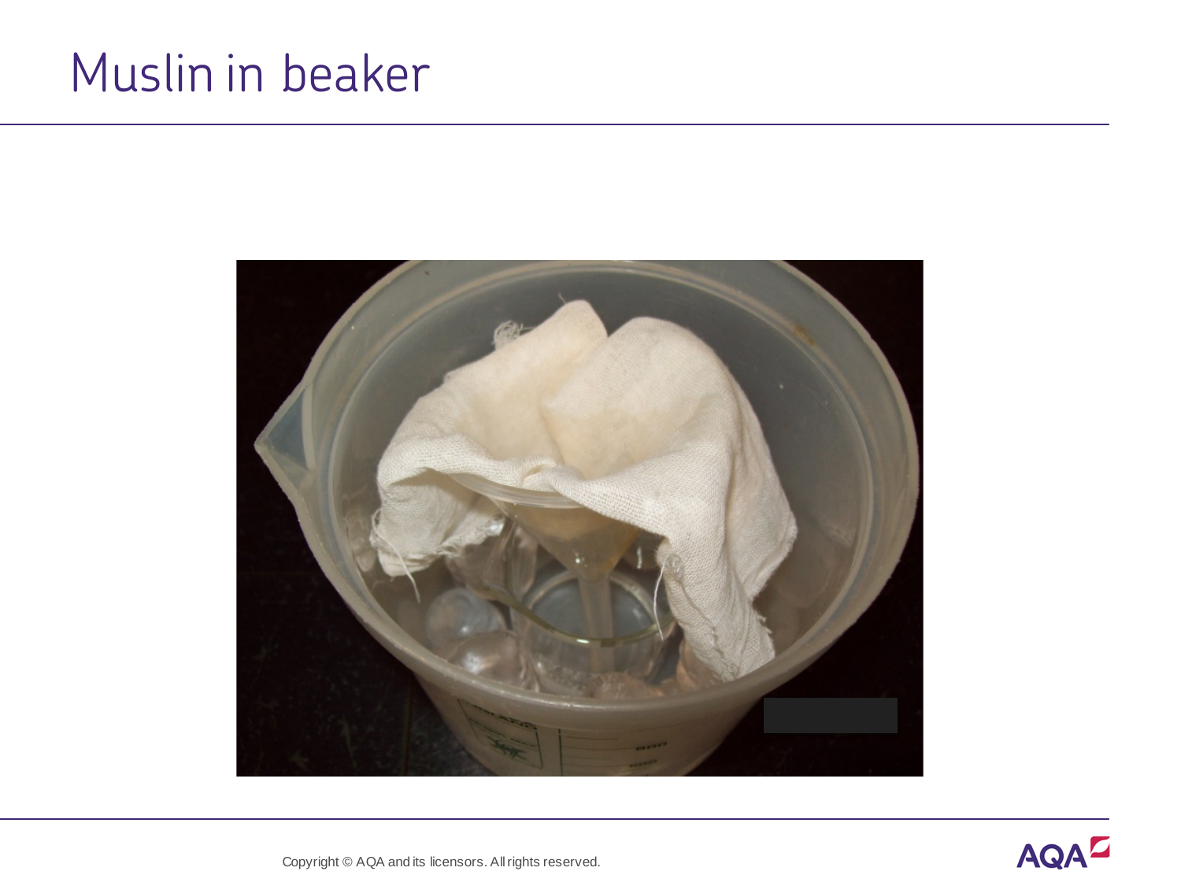# Muslin in beaker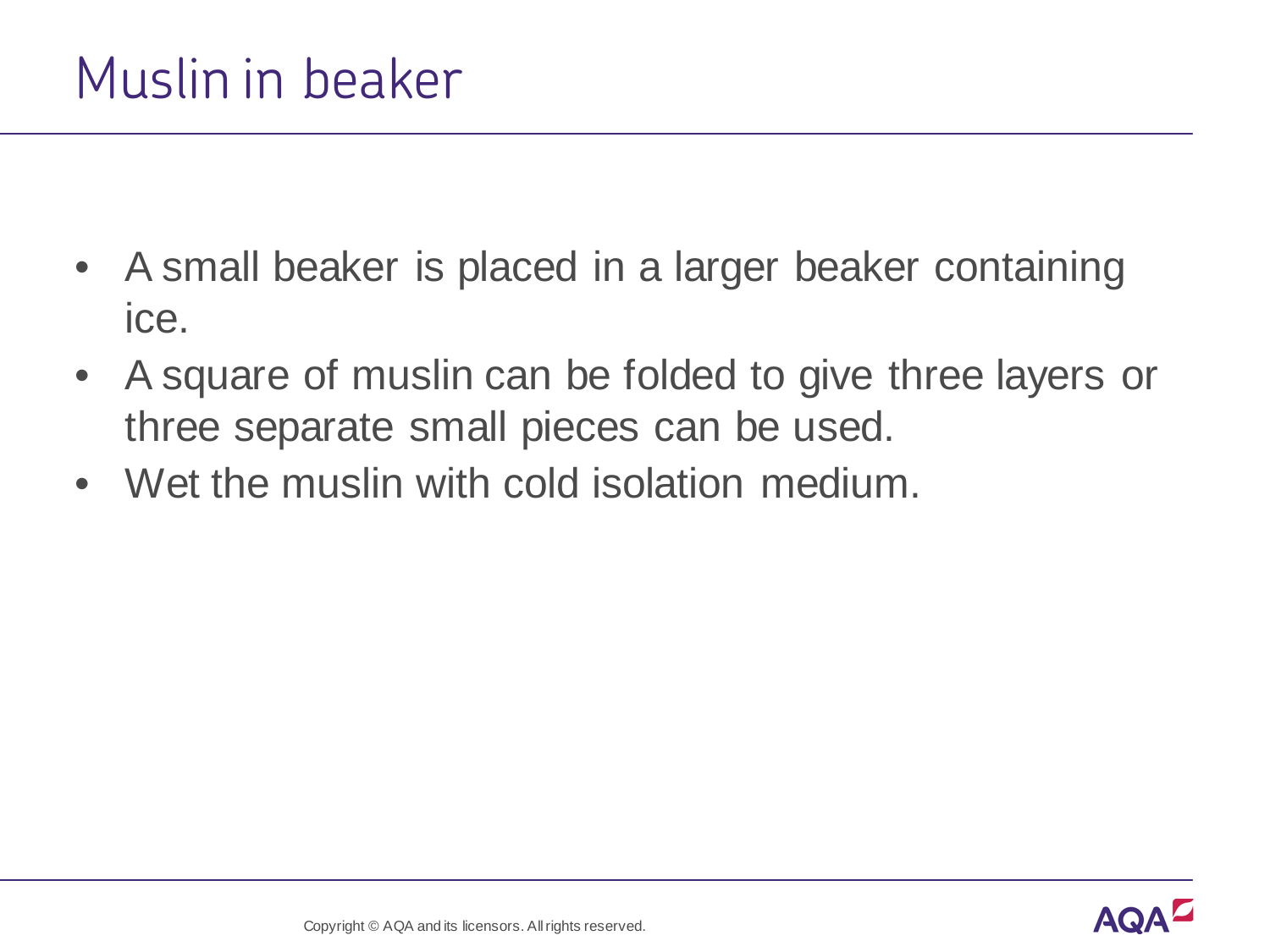# Muslin in beaker

- A small beaker is placed in a larger beaker containing ice.
- A square of muslin can be folded to give three layers or three separate small pieces can be used.
- Wet the muslin with cold isolation medium.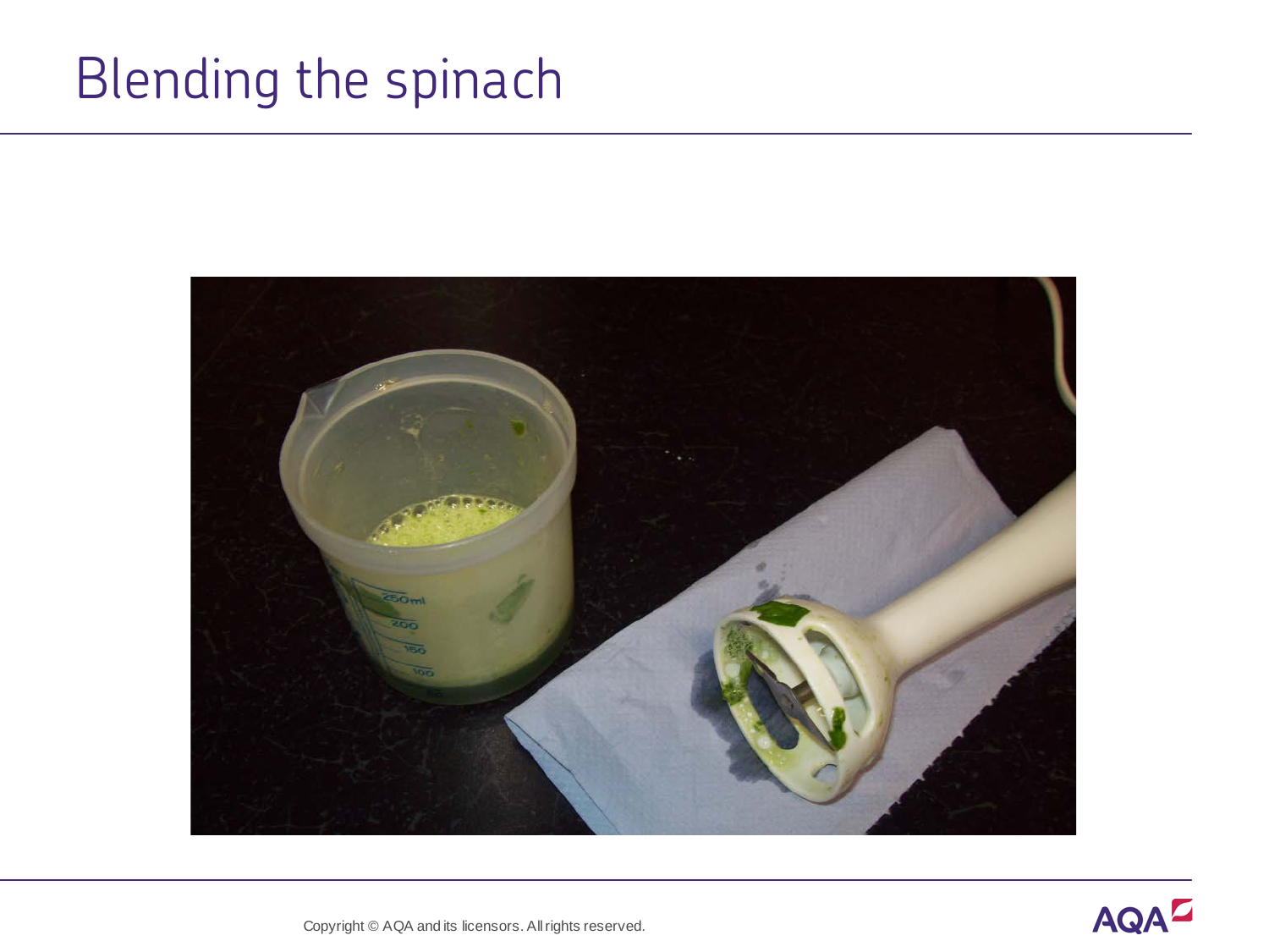# Blending the spinach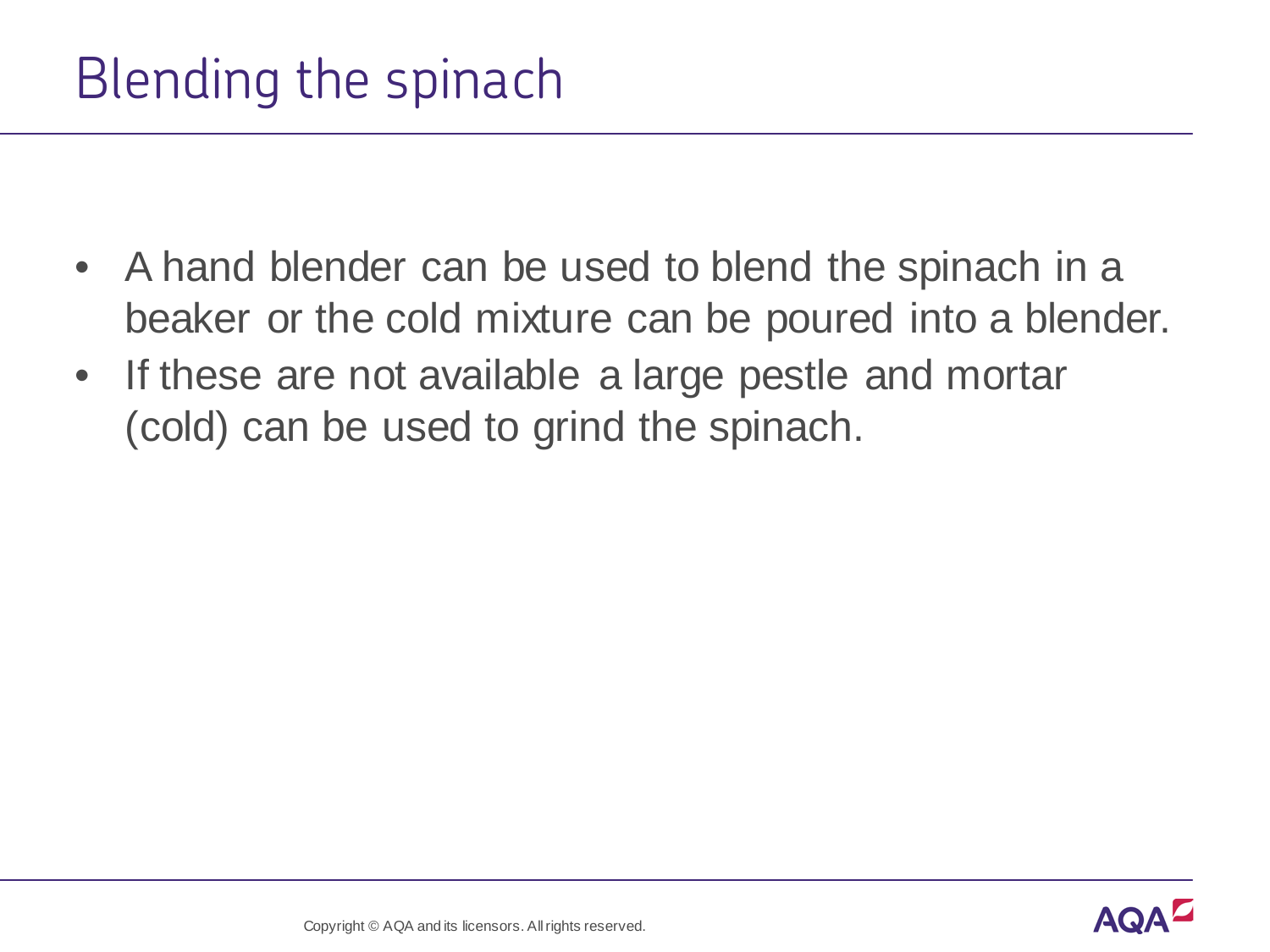# Blending the spinach

- A hand blender can be used to blend the spinach in a beaker or the cold mixture can be poured into a blender.
- If these are not available a large pestle and mortar (cold) can be used to grind the spinach.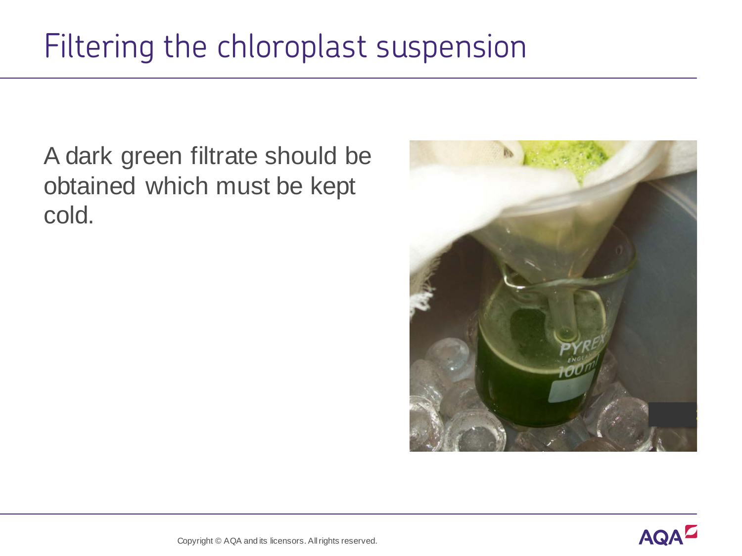# Filtering the chloroplast suspension

A dark green filtrate should be obtained which must be kept cold.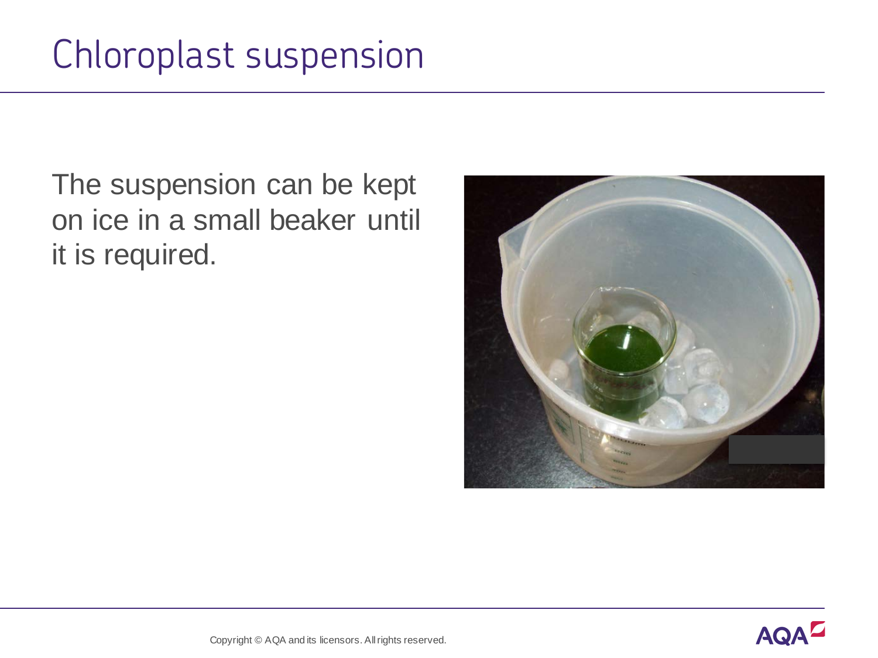# Chloroplast suspension

The suspension can be kept on ice in a small beaker until it is required.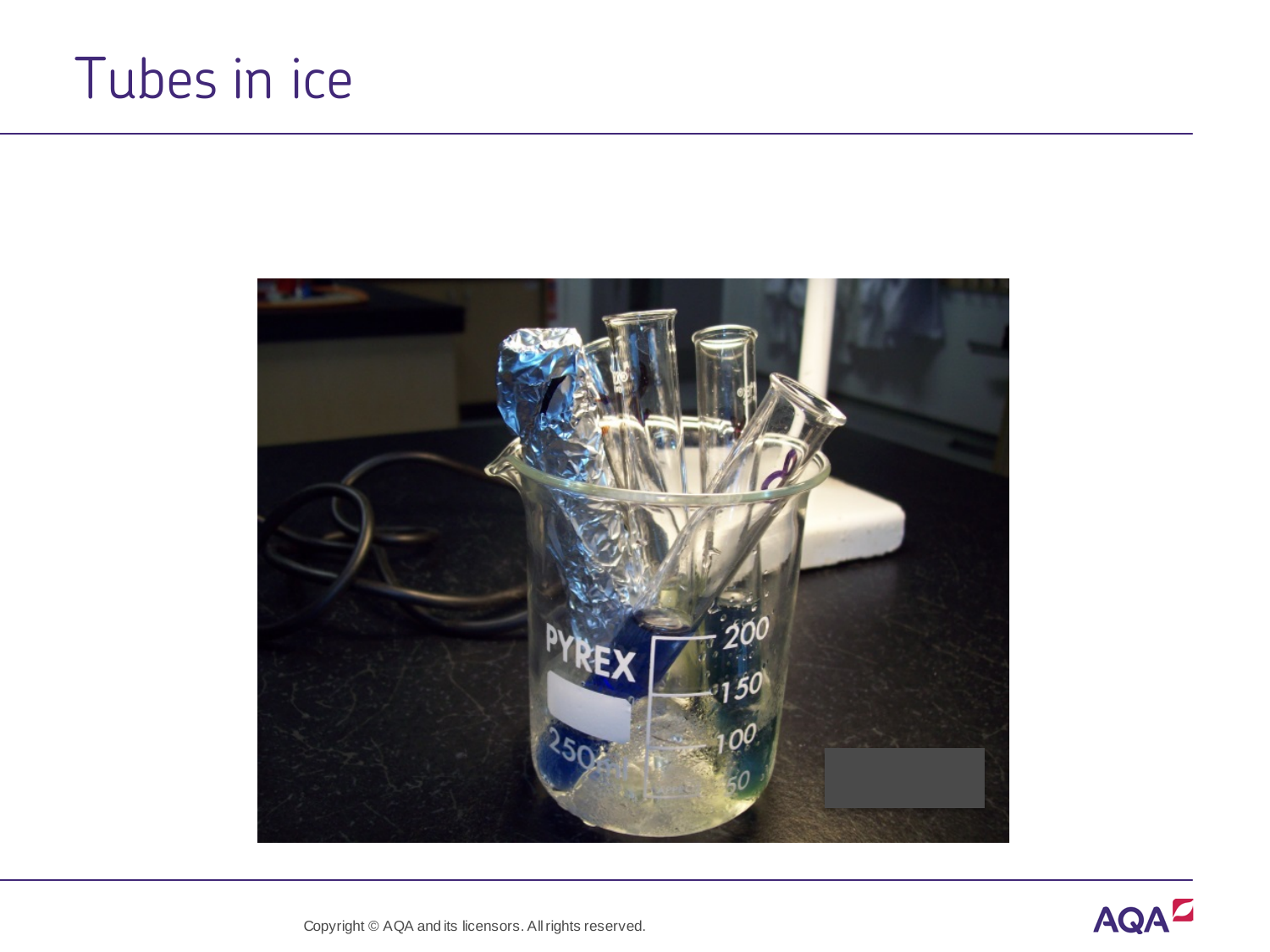# Tubes in ice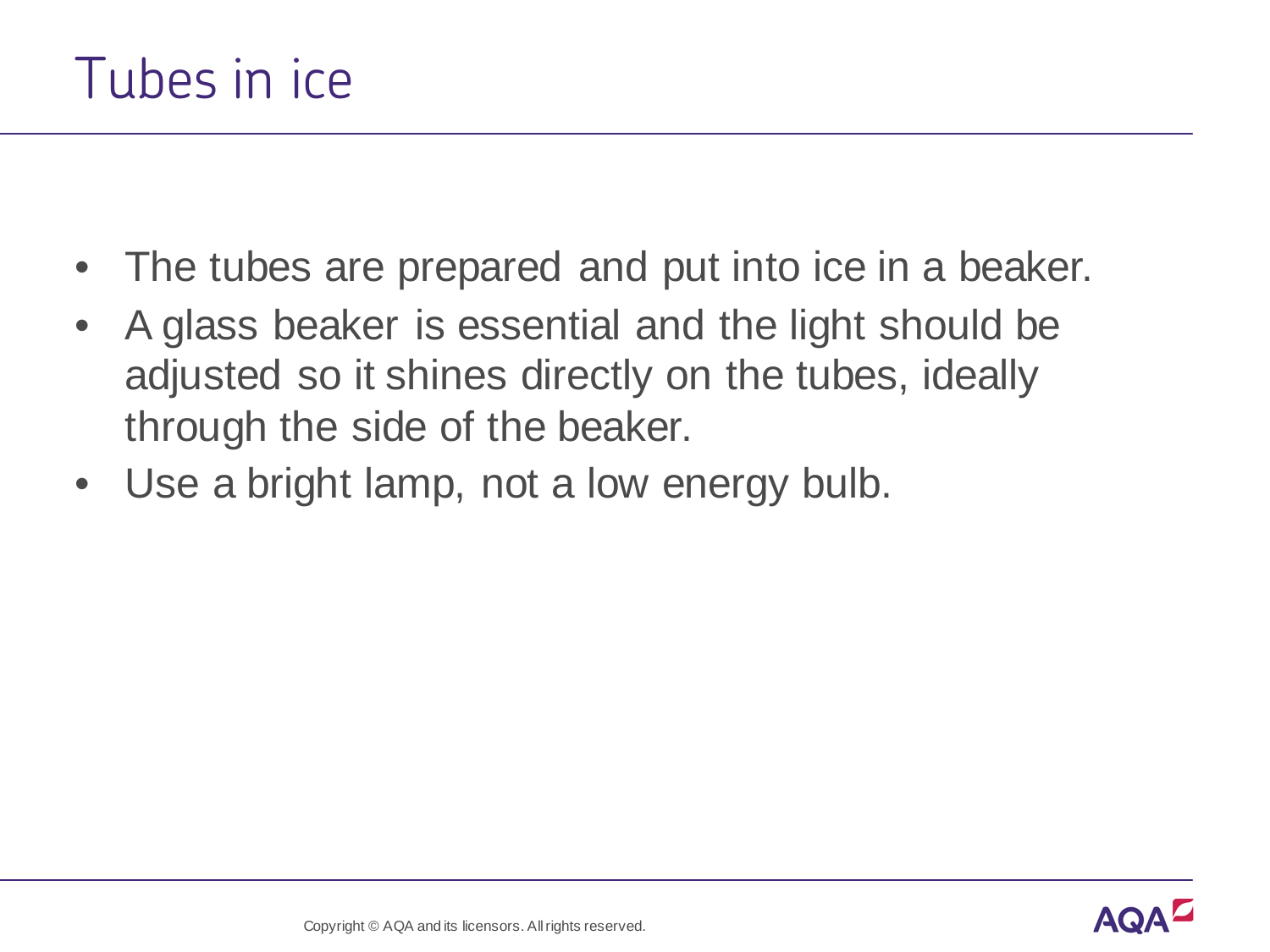# Tubes in ice

- The tubes are prepared and put into ice in a beaker.
- A glass beaker is essential and the light should be adjusted so it shines directly on the tubes, ideally through the side of the beaker.
- Use a bright lamp, not a low energy bulb.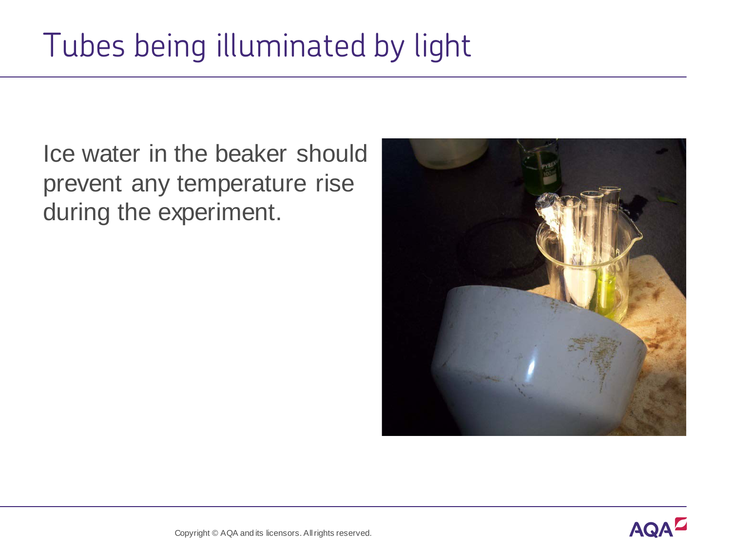# Tubes being illuminated by light

Ice water in the beaker should prevent any temperature rise during the experiment.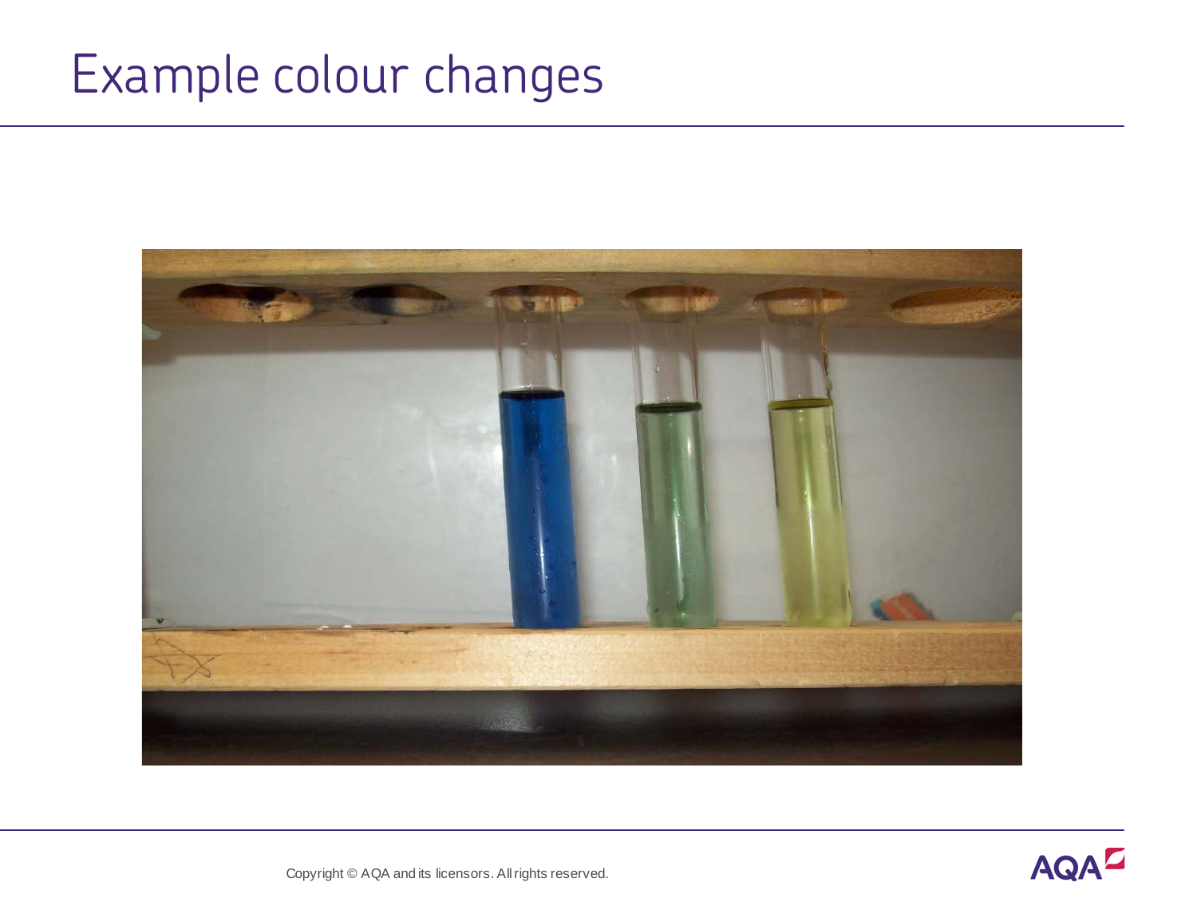# Example colour changes